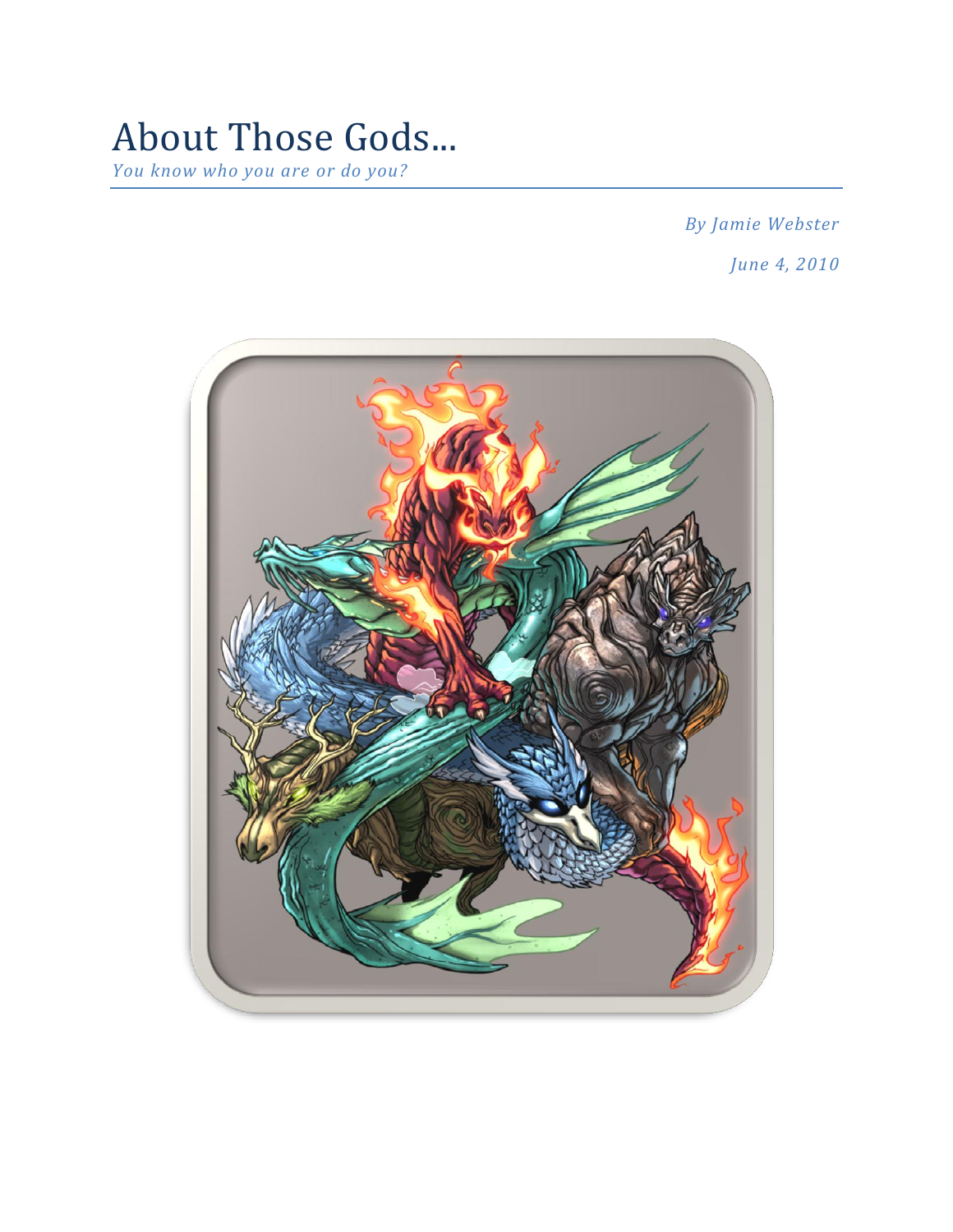# About Those Gods...

*You know who you are or do you?*

*By Jamie Webster*

*June 4, 2010*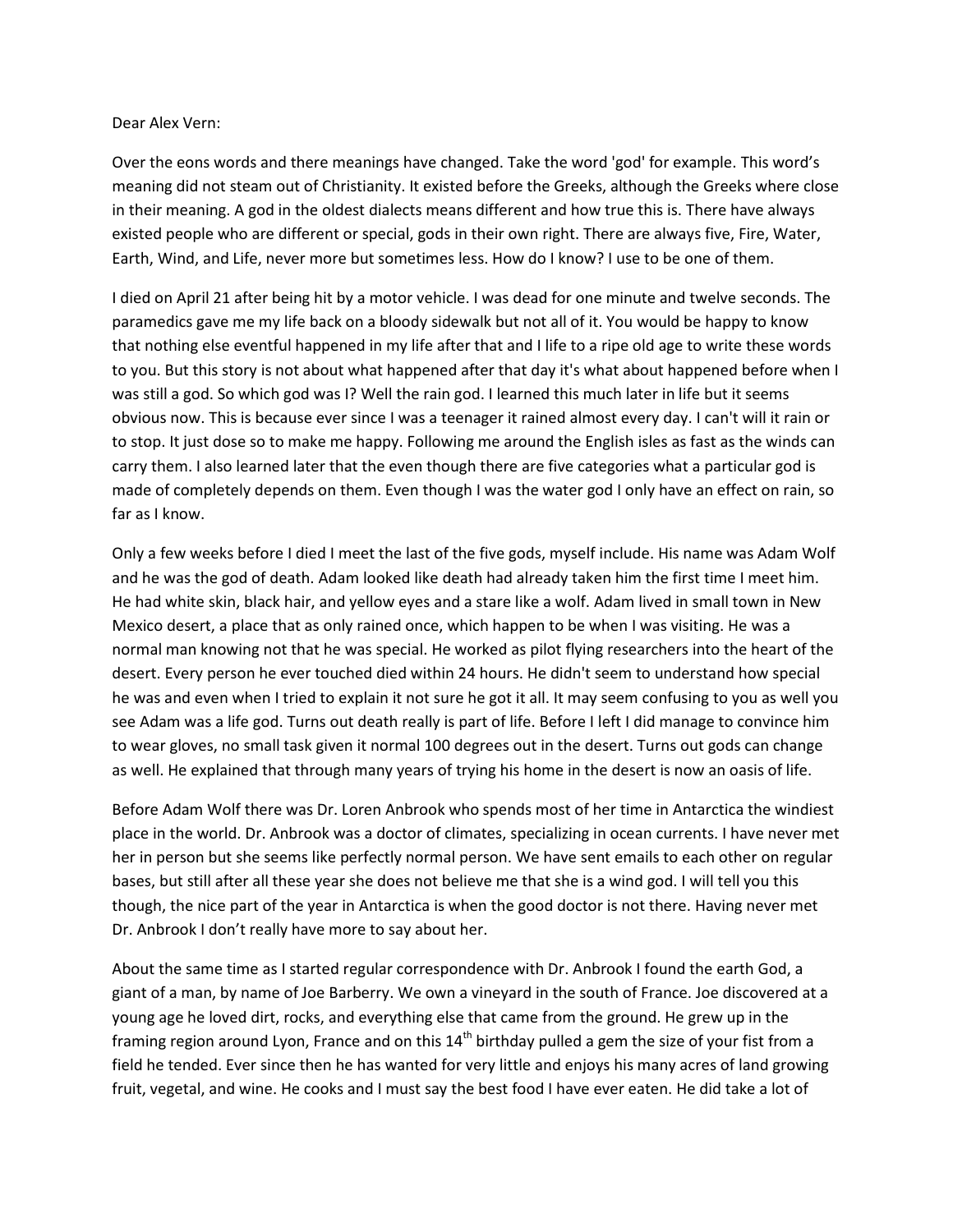Dear Alex Vern:

Over the eons words and there meanings have changed. Take the word 'god' for example. This word's meaning did not steam out of Christianity. It existed before the Greeks, although the Greeks where close in their meaning. A god in the oldest dialects means different and how true this is. There have always existed people who are different or special, gods in their own right. There are always five, Fire, Water, Earth, Wind, and Life, never more but sometimes less. How do I know? I use to be one of them.

I died on April 21 after being hit by a motor vehicle. I was dead for one minute and twelve seconds. The paramedics gave me my life back on a bloody sidewalk but not all of it. You would be happy to know that nothing else eventful happened in my life after that and I life to a ripe old age to write these words to you. But this story is not about what happened after that day it's what about happened before when I was still a god. So which god was I? Well the rain god. I learned this much later in life but it seems obvious now. This is because ever since I was a teenager it rained almost every day. I can't will it rain or to stop. It just dose so to make me happy. Following me around the English isles as fast as the winds can carry them. I also learned later that the even though there are five categories what a particular god is made of completely depends on them. Even though I was the water god I only have an effect on rain, so far as I know.

Only a few weeks before I died I meet the last of the five gods, myself include. His name was Adam Wolf and he was the god of death. Adam looked like death had already taken him the first time I meet him. He had white skin, black hair, and yellow eyes and a stare like a wolf. Adam lived in small town in New Mexico desert, a place that as only rained once, which happen to be when I was visiting. He was a normal man knowing not that he was special. He worked as pilot flying researchers into the heart of the desert. Every person he ever touched died within 24 hours. He didn't seem to understand how special he was and even when I tried to explain it not sure he got it all. It may seem confusing to you as well you see Adam was a life god. Turns out death really is part of life. Before I left I did manage to convince him to wear gloves, no small task given it normal 100 degrees out in the desert. Turns out gods can change as well. He explained that through many years of trying his home in the desert is now an oasis of life.

Before Adam Wolf there was Dr. Loren Anbrook who spends most of her time in Antarctica the windiest place in the world. Dr. Anbrook was a doctor of climates, specializing in ocean currents. I have never met her in person but she seems like perfectly normal person. We have sent emails to each other on regular bases, but still after all these year she does not believe me that she is a wind god. I will tell you this though, the nice part of the year in Antarctica is when the good doctor is not there. Having never met Dr. Anbrook I don't really have more to say about her.

About the same time as I started regular correspondence with Dr. Anbrook I found the earth God, a giant of a man, by name of Joe Barberry. We own a vineyard in the south of France. Joe discovered at a young age he loved dirt, rocks, and everything else that came from the ground. He grew up in the framing region around Lyon, France and on this 14th birthday pulled a gem the size of your fist from a field he tended. Ever since then he has wanted for very little and enjoys his many acres of land growing fruit, vegetal, and wine. He cooks and I must say the best food I have ever eaten. He did take a lot of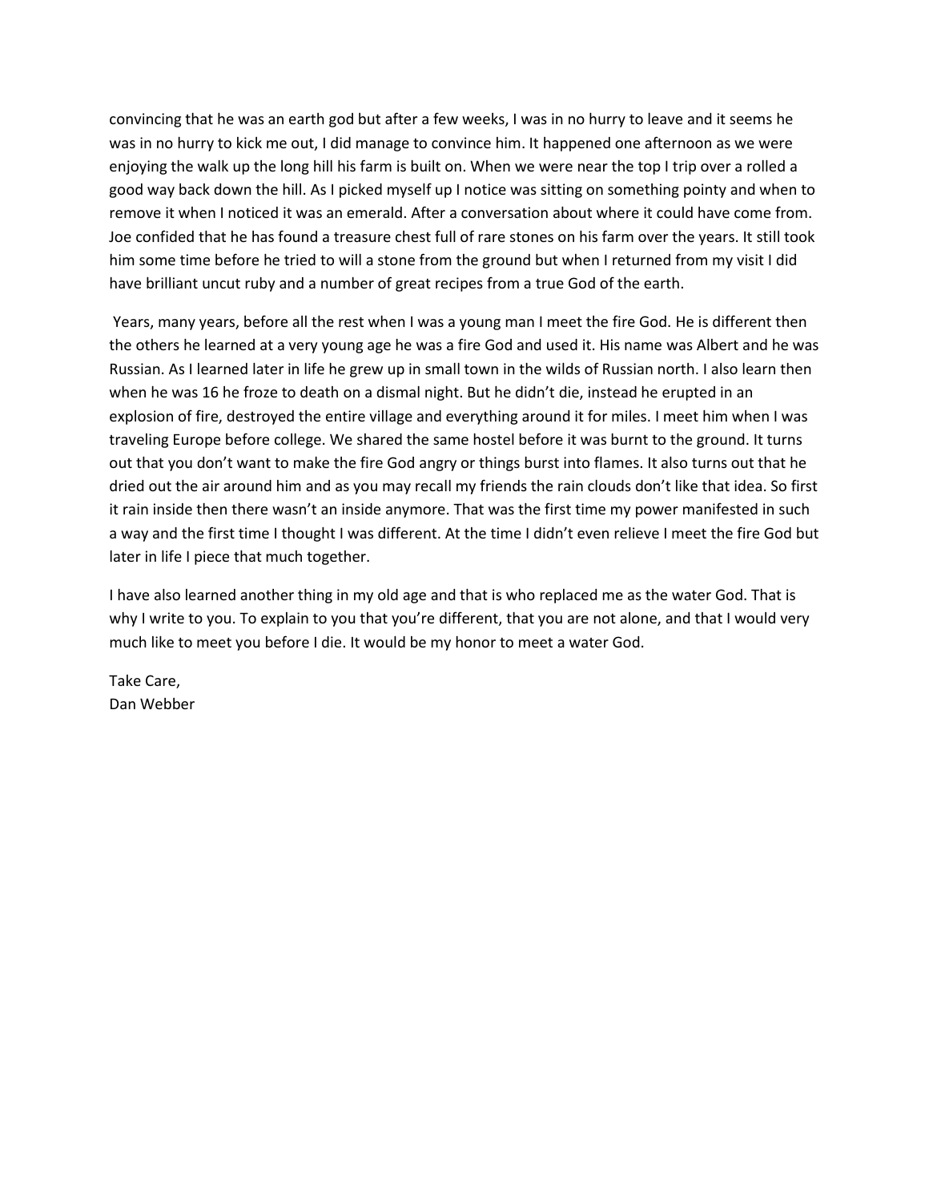convincing that he was an earth god but after a few weeks, I was in no hurry to leave and it seems he was in no hurry to kick me out, I did manage to convince him. It happened one afternoon as we were enjoying the walk up the long hill his farm is built on. When we were near the top I trip over a rolled a good way back down the hill. As I picked myself up I notice was sitting on something pointy and when to remove it when I noticed it was an emerald. After a conversation about where it could have come from. Joe confided that he has found a treasure chest full of rare stones on his farm over the years. It still took him some time before he tried to will a stone from the ground but when I returned from my visit I did have brilliant uncut ruby and a number of great recipes from a true God of the earth.

Years, many years, before all the rest when I was a young man I meet the fire God. He is different then the others he learned at a very young age he was a fire God and used it. His name was Albert and he was Russian. As I learned later in life he grew up in small town in the wilds of Russian north. I also learn then when he was 16 he froze to death on a dismal night. But he didn't die, instead he erupted in an explosion of fire, destroyed the entire village and everything around it for miles. I meet him when I was traveling Europe before college. We shared the same hostel before it was burnt to the ground. It turns out that you don't want to make the fire God angry or things burst into flames. It also turns out that he dried out the air around him and as you may recall my friends the rain clouds don't like that idea. So first it rain inside then there wasn't an inside anymore. That was the first time my power manifested in such a way and the first time I thought I was different. At the time I didn't even relieve I meet the fire God but later in life I piece that much together.

I have also learned another thing in my old age and that is who replaced me as the water God. That is why I write to you. To explain to you that you're different, that you are not alone, and that I would very much like to meet you before I die. It would be my honor to meet a water God.

Take Care,
Dan Webber